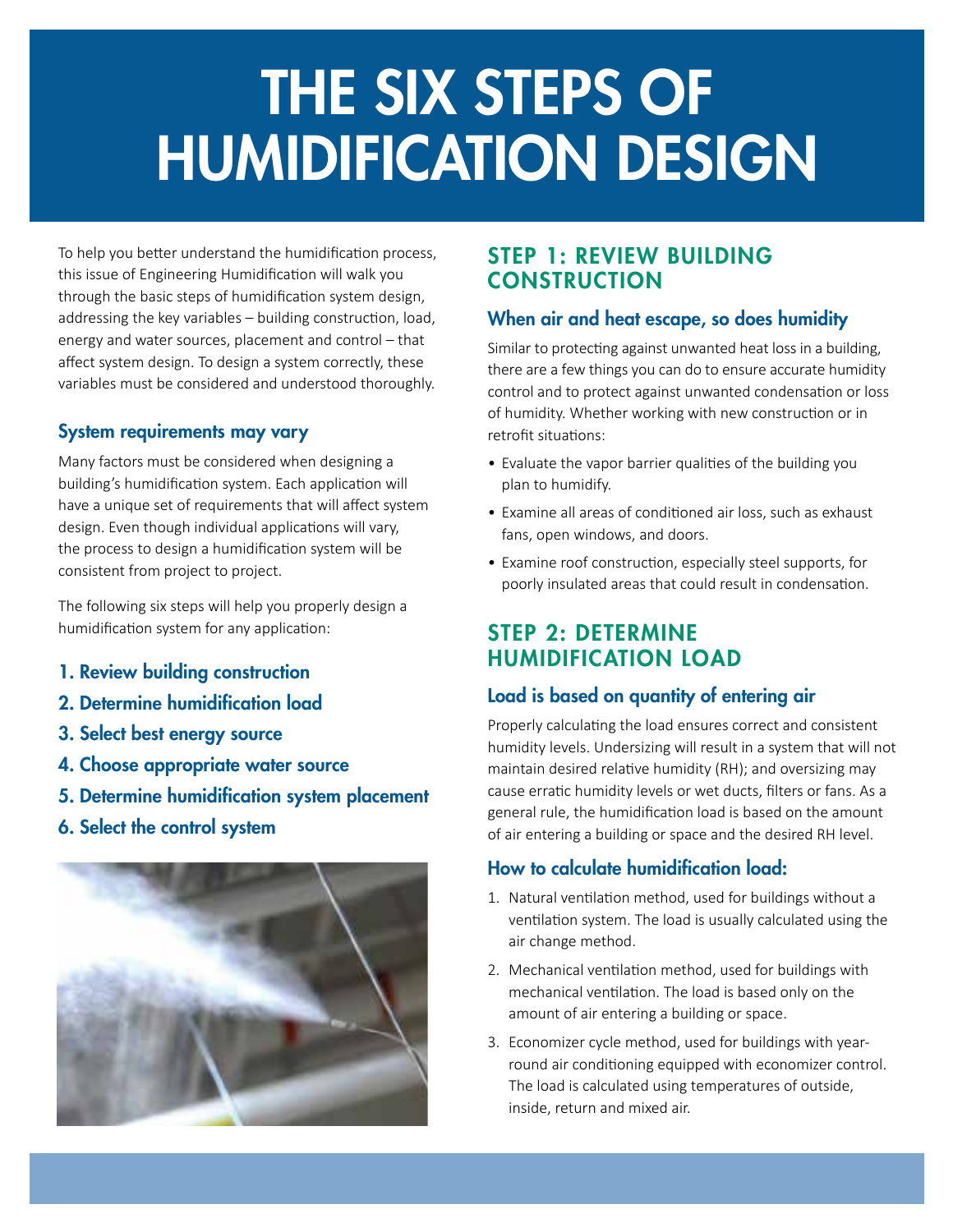# THE SIX STEPS OF HUMIDIFICATION DESIGN

To help you better understand the humidification process, this issue of Engineering Humidification will walk you through the basic steps of humidification system design, addressing the key variables – building construction, load, energy and water sources, placement and control – that affect system design. To design a system correctly, these variables must be considered and understood thoroughly.

### System requirements may vary

Many factors must be considered when designing a building's humidification system. Each application will have a unique set of requirements that will affect system design. Even though individual applications will vary, the process to design a humidification system will be consistent from project to project.

The following six steps will help you properly design a humidification system for any application:

1. **Review building construction**
2. **Determine humidification load**
3. **Select best energy source**
4. **Choose appropriate water source**
5. **Determine humidification system placement**
6. **Select the control system**

## STEP 1: REVIEW BUILDING CONSTRUCTION

### When air and heat escape, so does humidity

Similar to protecting against unwanted heat loss in a building, there are a few things you can do to ensure accurate humidity control and to protect against unwanted condensation or loss of humidity. Whether working with new construction or in retrofit situations:

- Evaluate the vapor barrier qualities of the building you plan to humidify.
- Examine all areas of conditioned air loss, such as exhaust fans, open windows, and doors.
- Examine roof construction, especially steel supports, for poorly insulated areas that could result in condensation.

## STEP 2: DETERMINE HUMIDIFICATION LOAD

### Load is based on quantity of entering air

Properly calculating the load ensures correct and consistent humidity levels. Undersizing will result in a system that will not maintain desired relative humidity (RH); and oversizing may cause erratic humidity levels or wet ducts, filters or fans. As a general rule, the humidification load is based on the amount of air entering a building or space and the desired RH level.

### How to calculate humidification load:

1. Natural ventilation method, used for buildings without a ventilation system. The load is usually calculated using the air change method.
2. Mechanical ventilation method, used for buildings with mechanical ventilation. The load is based only on the amount of air entering a building or space.
3. Economizer cycle method, used for buildings with year-round air conditioning equipped with economizer control. The load is calculated using temperatures of outside, inside, return and mixed air.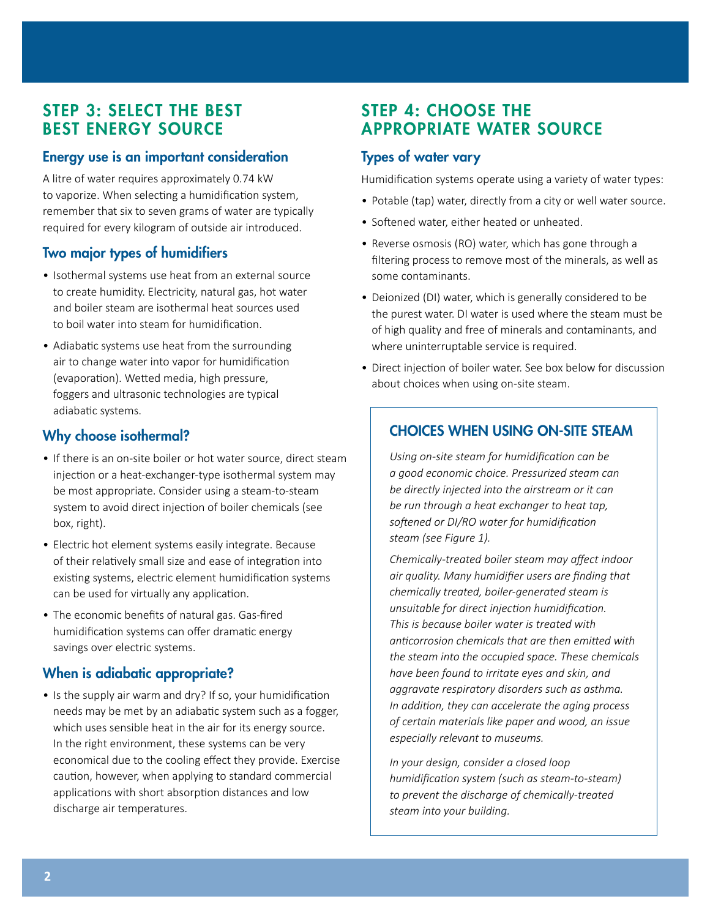## STEP 3: SELECT THE BEST BEST ENERGY SOURCE

### Energy use is an important consideration

A litre of water requires approximately 0.74 kW to vaporize. When selecting a humidification system, remember that six to seven grams of water are typically required for every kilogram of outside air introduced.

### Two major types of humidifiers

- Isothermal systems use heat from an external source to create humidity. Electricity, natural gas, hot water and boiler steam are isothermal heat sources used to boil water into steam for humidification.
- Adiabatic systems use heat from the surrounding air to change water into vapor for humidification (evaporation). Wetted media, high pressure, foggers and ultrasonic technologies are typical adiabatic systems.

### Why choose isothermal?

- If there is an on-site boiler or hot water source, direct steam injection or a heat-exchanger-type isothermal system may be most appropriate. Consider using a steam-to-steam system to avoid direct injection of boiler chemicals (see box, right).
- Electric hot element systems easily integrate. Because of their relatively small size and ease of integration into existing systems, electric element humidification systems can be used for virtually any application.
- The economic benefits of natural gas. Gas-fired humidification systems can offer dramatic energy savings over electric systems.

### When is adiabatic appropriate?

- Is the supply air warm and dry? If so, your humidification needs may be met by an adiabatic system such as a fogger, which uses sensible heat in the air for its energy source. In the right environment, these systems can be very economical due to the cooling effect they provide. Exercise caution, however, when applying to standard commercial applications with short absorption distances and low discharge air temperatures.

## STEP 4: CHOOSE THE APPROPRIATE WATER SOURCE

### Types of water vary

Humidification systems operate using a variety of water types:

- Potable (tap) water, directly from a city or well water source.
- Softened water, either heated or unheated.
- Reverse osmosis (RO) water, which has gone through a filtering process to remove most of the minerals, as well as some contaminants.
- Deionized (DI) water, which is generally considered to be the purest water. DI water is used where the steam must be of high quality and free of minerals and contaminants, and where uninterruptable service is required.
- Direct injection of boiler water. See box below for discussion about choices when using on-site steam.

### CHOICES WHEN USING ON-SITE STEAM

*Using on-site steam for humidification can be a good economic choice. Pressurized steam can be directly injected into the airstream or it can be run through a heat exchanger to heat tap, softened or DI/RO water for humidification steam (see Figure 1).*

*Chemically-treated boiler steam may affect indoor air quality. Many humidifier users are finding that chemically treated, boiler-generated steam is unsuitable for direct injection humidification. This is because boiler water is treated with anticorrosion chemicals that are then emitted with the steam into the occupied space. These chemicals have been found to irritate eyes and skin, and aggravate respiratory disorders such as asthma. In addition, they can accelerate the aging process of certain materials like paper and wood, an issue especially relevant to museums.*

*In your design, consider a closed loop humidification system (such as steam-to-steam) to prevent the discharge of chemically-treated steam into your building.*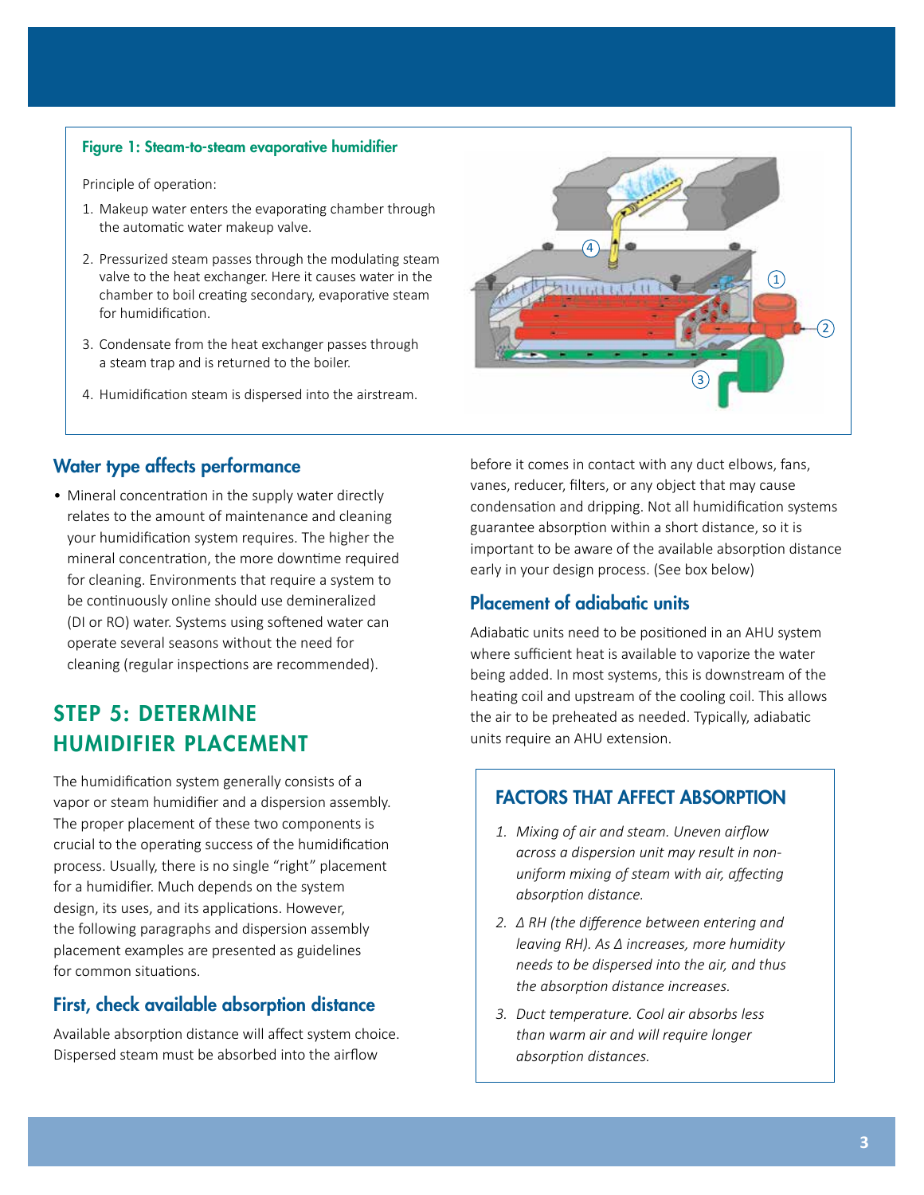**Figure 1: Steam-to-steam evaporative humidifier**

Principle of operation:

1. Makeup water enters the evaporating chamber through the automatic water makeup valve.
2. Pressurized steam passes through the modulating steam valve to the heat exchanger. Here it causes water in the chamber to boil creating secondary, evaporative steam for humidification.
3. Condensate from the heat exchanger passes through a steam trap and is returned to the boiler.
4. Humidification steam is dispersed into the airstream.

### Water type affects performance

- Mineral concentration in the supply water directly relates to the amount of maintenance and cleaning your humidification system requires. The higher the mineral concentration, the more downtime required for cleaning. Environments that require a system to be continuously online should use demineralized (DI or RO) water. Systems using softened water can operate several seasons without the need for cleaning (regular inspections are recommended).

## STEP 5: DETERMINE HUMIDIFIER PLACEMENT

The humidification system generally consists of a vapor or steam humidifier and a dispersion assembly. The proper placement of these two components is crucial to the operating success of the humidification process. Usually, there is no single "right" placement for a humidifier. Much depends on the system design, its uses, and its applications. However, the following paragraphs and dispersion assembly placement examples are presented as guidelines for common situations.

### First, check available absorption distance

Available absorption distance will affect system choice. Dispersed steam must be absorbed into the airflow before it comes in contact with any duct elbows, fans, vanes, reducer, filters, or any object that may cause condensation and dripping. Not all humidification systems guarantee absorption within a short distance, so it is important to be aware of the available absorption distance early in your design process. (See box below)

### Placement of adiabatic units

Adiabatic units need to be positioned in an AHU system where sufficient heat is available to vaporize the water being added. In most systems, this is downstream of the heating coil and upstream of the cooling coil. This allows the air to be preheated as needed. Typically, adiabatic units require an AHU extension.

### FACTORS THAT AFFECT ABSORPTION

1. *Mixing of air and steam. Uneven airflow across a dispersion unit may result in non-uniform mixing of steam with air, affecting absorption distance.*
2. *Δ RH (the difference between entering and leaving RH). As Δ increases, more humidity needs to be dispersed into the air, and thus the absorption distance increases.*
3. *Duct temperature. Cool air absorbs less than warm air and will require longer absorption distances.*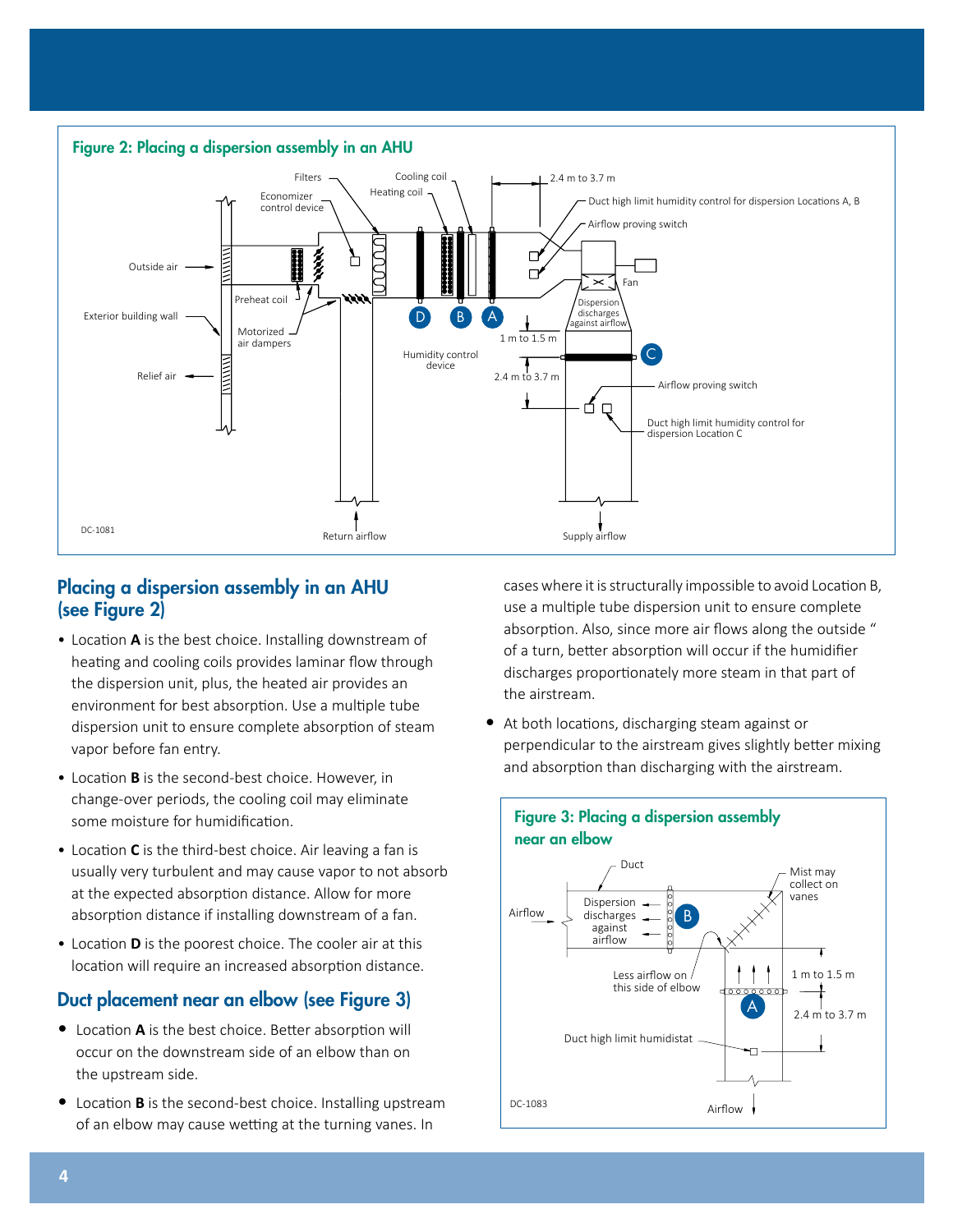**Figure 2: Placing a dispersion assembly in an AHU**

## Placing a dispersion assembly in an AHU (see Figure 2)

- Location **A** is the best choice. Installing downstream of heating and cooling coils provides laminar flow through the dispersion unit, plus, the heated air provides an environment for best absorption. Use a multiple tube dispersion unit to ensure complete absorption of steam vapor before fan entry.
- Location **B** is the second-best choice. However, in change-over periods, the cooling coil may eliminate some moisture for humidification.
- Location **C** is the third-best choice. Air leaving a fan is usually very turbulent and may cause vapor to not absorb at the expected absorption distance. Allow for more absorption distance if installing downstream of a fan.
- Location **D** is the poorest choice. The cooler air at this location will require an increased absorption distance.

## Duct placement near an elbow (see Figure 3)

- Location **A** is the best choice. Better absorption will occur on the downstream side of an elbow than on the upstream side.
- Location **B** is the second-best choice. Installing upstream of an elbow may cause wetting at the turning vanes. In cases where it is structurally impossible to avoid Location B, use a multiple tube dispersion unit to ensure complete absorption. Also, since more air flows along the outside " of a turn, better absorption will occur if the humidifier discharges proportionately more steam in that part of the airstream.
- At both locations, discharging steam against or perpendicular to the airstream gives slightly better mixing and absorption than discharging with the airstream.

**Figure 3: Placing a dispersion assembly near an elbow**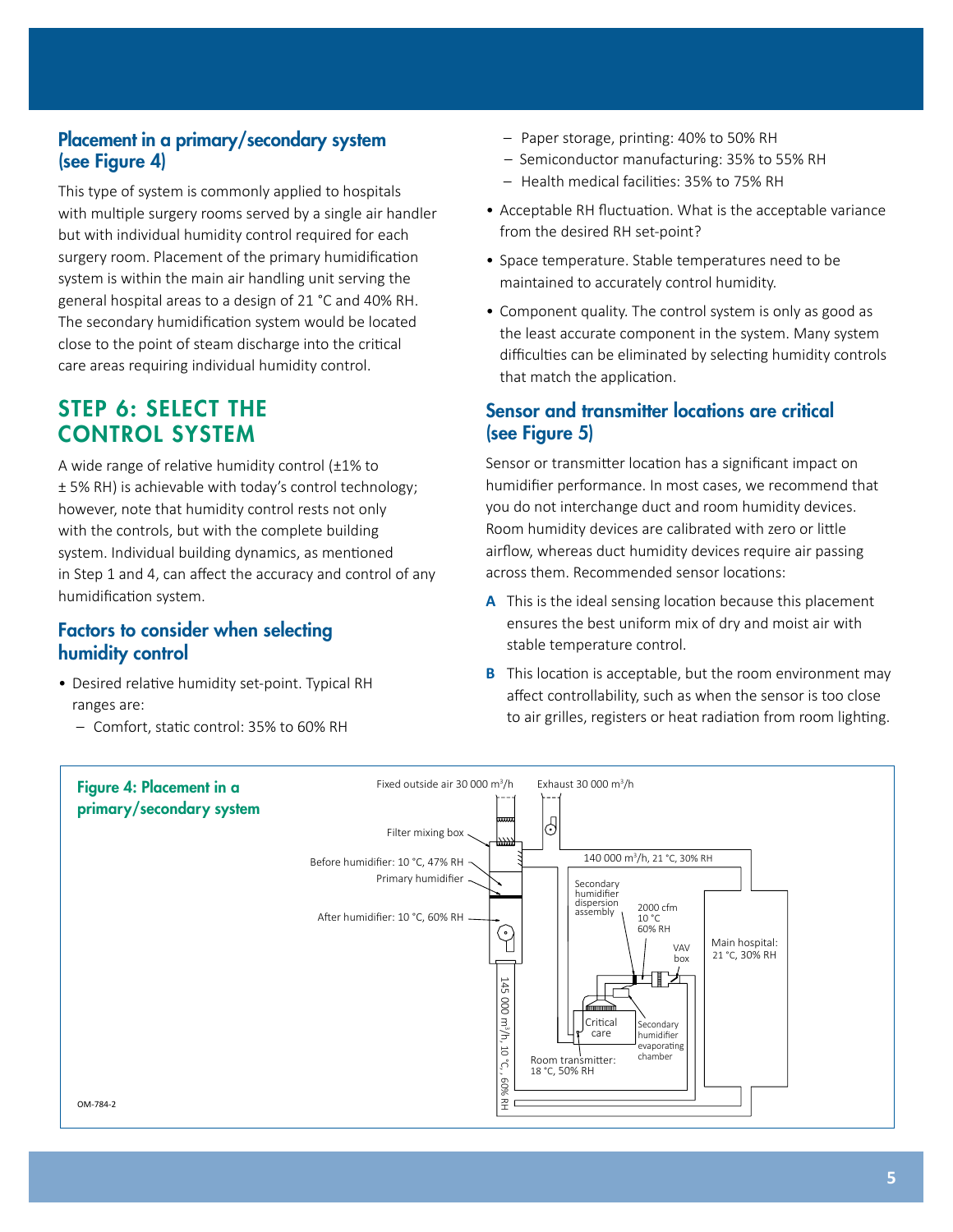## Placement in a primary/secondary system (see Figure 4)

This type of system is commonly applied to hospitals with multiple surgery rooms served by a single air handler but with individual humidity control required for each surgery room. Placement of the primary humidification system is within the main air handling unit serving the general hospital areas to a design of 21 °C and 40% RH. The secondary humidification system would be located close to the point of steam discharge into the critical care areas requiring individual humidity control.

# STEP 6: SELECT THE CONTROL SYSTEM

A wide range of relative humidity control (±1% to ± 5% RH) is achievable with today's control technology; however, note that humidity control rests not only with the controls, but with the complete building system. Individual building dynamics, as mentioned in Step 1 and 4, can affect the accuracy and control of any humidification system.

## Factors to consider when selecting humidity control

- Desired relative humidity set-point. Typical RH ranges are:
  - Comfort, static control: 35% to 60% RH
  - Paper storage, printing: 40% to 50% RH
  - Semiconductor manufacturing: 35% to 55% RH
  - Health medical facilities: 35% to 75% RH
- Acceptable RH fluctuation. What is the acceptable variance from the desired RH set-point?
- Space temperature. Stable temperatures need to be maintained to accurately control humidity.
- Component quality. The control system is only as good as the least accurate component in the system. Many system difficulties can be eliminated by selecting humidity controls that match the application.

## Sensor and transmitter locations are critical (see Figure 5)

Sensor or transmitter location has a significant impact on humidifier performance. In most cases, we recommend that you do not interchange duct and room humidity devices. Room humidity devices are calibrated with zero or little airflow, whereas duct humidity devices require air passing across them. Recommended sensor locations:

**A** This is the ideal sensing location because this placement ensures the best uniform mix of dry and moist air with stable temperature control.

**B** This location is acceptable, but the room environment may affect controllability, such as when the sensor is too close to air grilles, registers or heat radiation from room lighting.

**Figure 4: Placement in a primary/secondary system**

Fixed outside air 30 000 m³/h; Exhaust 30 000 m³/h; Filter mixing box; Before humidifier: 10 °C, 47% RH; Primary humidifier; After humidifier: 10 °C, 60% RH; 145 000 m³/h, 10 °C, 60% RH; 140 000 m³/h, 21 °C, 30% RH; Secondary humidifier dispersion assembly; 2000 cfm 10 °C 60% RH; VAV box; Main hospital: 21 °C, 30% RH; Critical care; Secondary humidifier evaporating chamber; Room transmitter: 18 °C, 50% RH

OM-784-2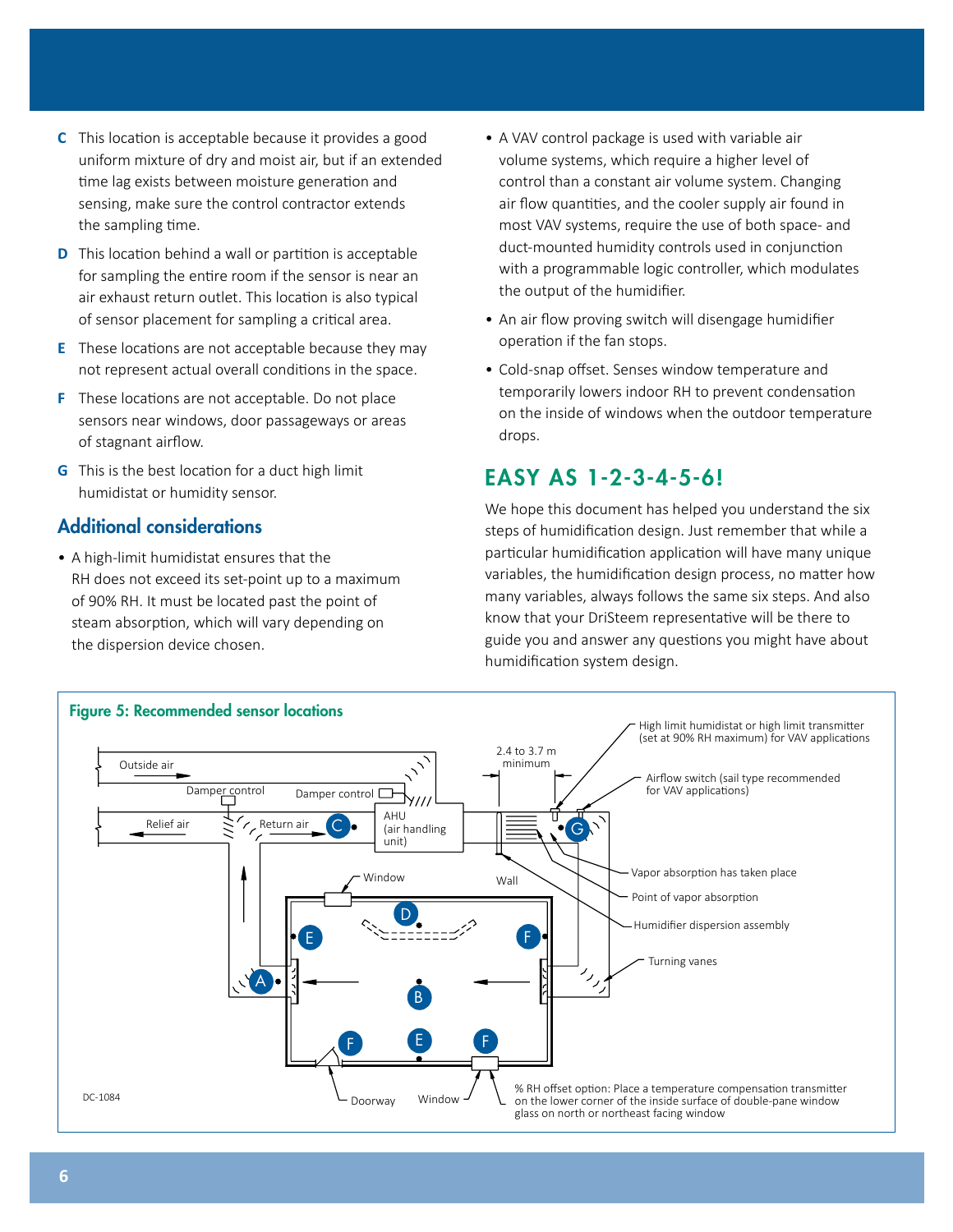**C** This location is acceptable because it provides a good uniform mixture of dry and moist air, but if an extended time lag exists between moisture generation and sensing, make sure the control contractor extends the sampling time.

**D** This location behind a wall or partition is acceptable for sampling the entire room if the sensor is near an air exhaust return outlet. This location is also typical of sensor placement for sampling a critical area.

**E** These locations are not acceptable because they may not represent actual overall conditions in the space.

**F** These locations are not acceptable. Do not place sensors near windows, door passageways or areas of stagnant airflow.

**G** This is the best location for a duct high limit humidistat or humidity sensor.

## Additional considerations

- A high-limit humidistat ensures that the RH does not exceed its set-point up to a maximum of 90% RH. It must be located past the point of steam absorption, which will vary depending on the dispersion device chosen.
- A VAV control package is used with variable air volume systems, which require a higher level of control than a constant air volume system. Changing air flow quantities, and the cooler supply air found in most VAV systems, require the use of both space- and duct-mounted humidity controls used in conjunction with a programmable logic controller, which modulates the output of the humidifier.
- An air flow proving switch will disengage humidifier operation if the fan stops.
- Cold-snap offset. Senses window temperature and temporarily lowers indoor RH to prevent condensation on the inside of windows when the outdoor temperature drops.

## EASY AS 1-2-3-4-5-6!

We hope this document has helped you understand the six steps of humidification design. Just remember that while a particular humidification application will have many unique variables, the humidification design process, no matter how many variables, always follows the same six steps. And also know that your DriSteem representative will be there to guide you and answer any questions you might have about humidification system design.

**Figure 5: Recommended sensor locations**

Outside air | Damper control | Damper control | Relief air | Return air | C | AHU (air handling unit) | 2.4 to 3.7 m minimum | High limit humidistat or high limit transmitter (set at 90% RH maximum) for VAV applications | Airflow switch (sail type recommended for VAV applications) | G | Wall | Vapor absorption has taken place | Point of vapor absorption | Humidifier dispersion assembly | Turning vanes | Window | D | E | F | A | B | F | E | F | Doorway | Window | % RH offset option: Place a temperature compensation transmitter on the lower corner of the inside surface of double-pane window glass on north or northeast facing window | DC-1084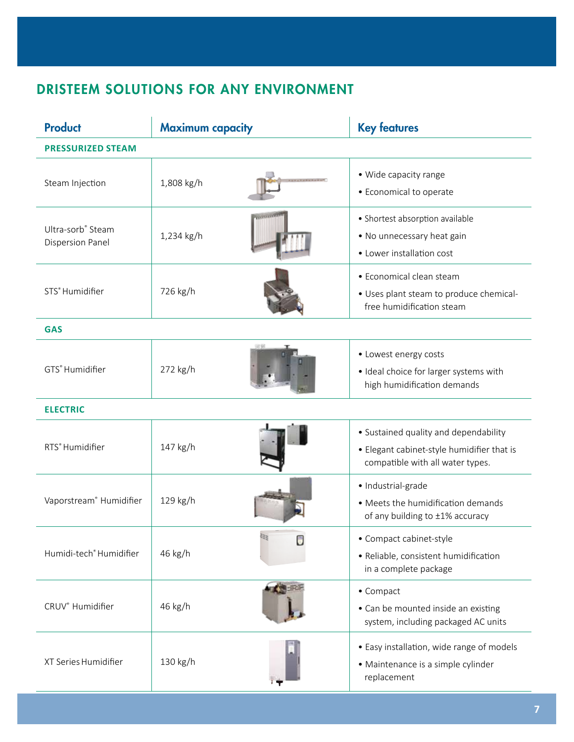## DRISTEEM SOLUTIONS FOR ANY ENVIRONMENT

| Product | Maximum capacity | Key features |
|---|---|---|
| **PRESSURIZED STEAM** | | |
| Steam Injection | 1,808 kg/h | • Wide capacity range<br>• Economical to operate |
| Ultra-sorb® Steam Dispersion Panel | 1,234 kg/h | • Shortest absorption available<br>• No unnecessary heat gain<br>• Lower installation cost |
| STS® Humidifier | 726 kg/h | • Economical clean steam<br>• Uses plant steam to produce chemical-free humidification steam |
| **GAS** | | |
| GTS® Humidifier | 272 kg/h | • Lowest energy costs<br>• Ideal choice for larger systems with high humidification demands |
| **ELECTRIC** | | |
| RTS® Humidifier | 147 kg/h | • Sustained quality and dependability<br>• Elegant cabinet-style humidifier that is compatible with all water types. |
| Vaporstream® Humidifier | 129 kg/h | • Industrial-grade<br>• Meets the humidification demands of any building to ±1% accuracy |
| Humidi-tech® Humidifier | 46 kg/h | • Compact cabinet-style<br>• Reliable, consistent humidification in a complete package |
| CRUV® Humidifier | 46 kg/h | • Compact<br>• Can be mounted inside an existing system, including packaged AC units |
| XT Series Humidifier | 130 kg/h | • Easy installation, wide range of models<br>• Maintenance is a simple cylinder replacement |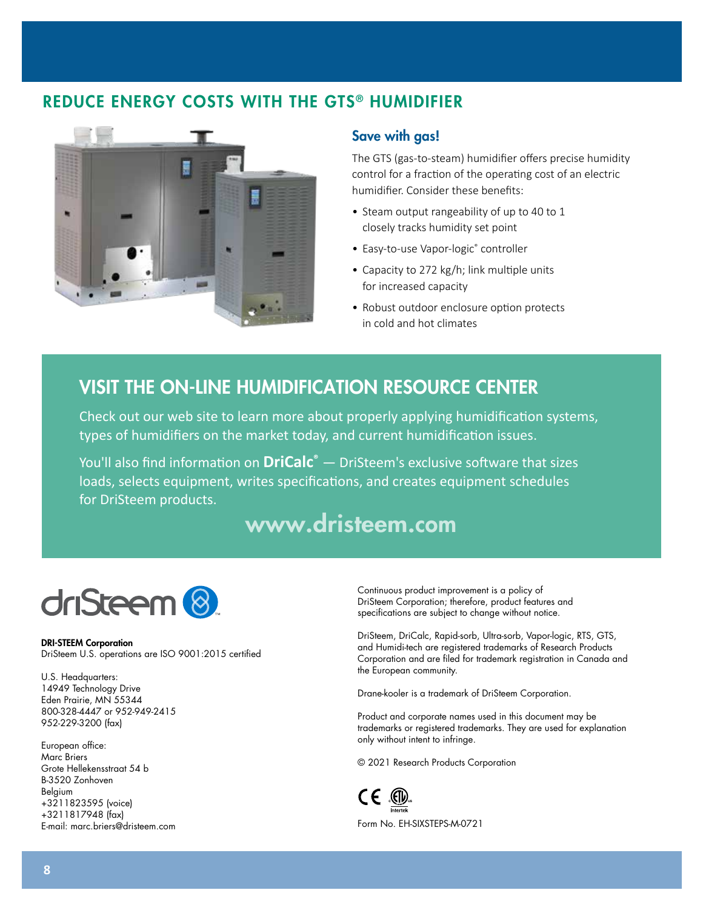## REDUCE ENERGY COSTS WITH THE GTS® HUMIDIFIER

### Save with gas!

The GTS (gas-to-steam) humidifier offers precise humidity control for a fraction of the operating cost of an electric humidifier. Consider these benefits:

- Steam output rangeability of up to 40 to 1 closely tracks humidity set point
- Easy-to-use Vapor-logic® controller
- Capacity to 272 kg/h; link multiple units for increased capacity
- Robust outdoor enclosure option protects in cold and hot climates

## VISIT THE ON-LINE HUMIDIFICATION RESOURCE CENTER

Check out our web site to learn more about properly applying humidification systems, types of humidifiers on the market today, and current humidification issues.

You'll also find information on **DriCalc®** — DriSteem's exclusive software that sizes loads, selects equipment, writes specifications, and creates equipment schedules for DriSteem products.

**www.dristeem.com**

driSteem™

**DRI-STEEM Corporation**
DriSteem U.S. operations are ISO 9001:2015 certified

U.S. Headquarters:
14949 Technology Drive
Eden Prairie, MN 55344
800-328-4447 or 952-949-2415
952-229-3200 (fax)

European office:
Marc Briers
Grote Hellekensstraat 54 b
B-3520 Zonhoven
Belgium
+3211823595 (voice)
+3211817948 (fax)
E-mail: marc.briers@dristeem.com

Continuous product improvement is a policy of DriSteem Corporation; therefore, product features and specifications are subject to change without notice.

DriSteem, DriCalc, Rapid-sorb, Ultra-sorb, Vapor-logic, RTS, GTS, and Humidi-tech are registered trademarks of Research Products Corporation and are filed for trademark registration in Canada and the European community.

Drane-kooler is a trademark of DriSteem Corporation.

Product and corporate names used in this document may be trademarks or registered trademarks. They are used for explanation only without intent to infringe.

© 2021 Research Products Corporation

CE ETL Intertek

Form No. EH-SIXSTEPS-M-0721